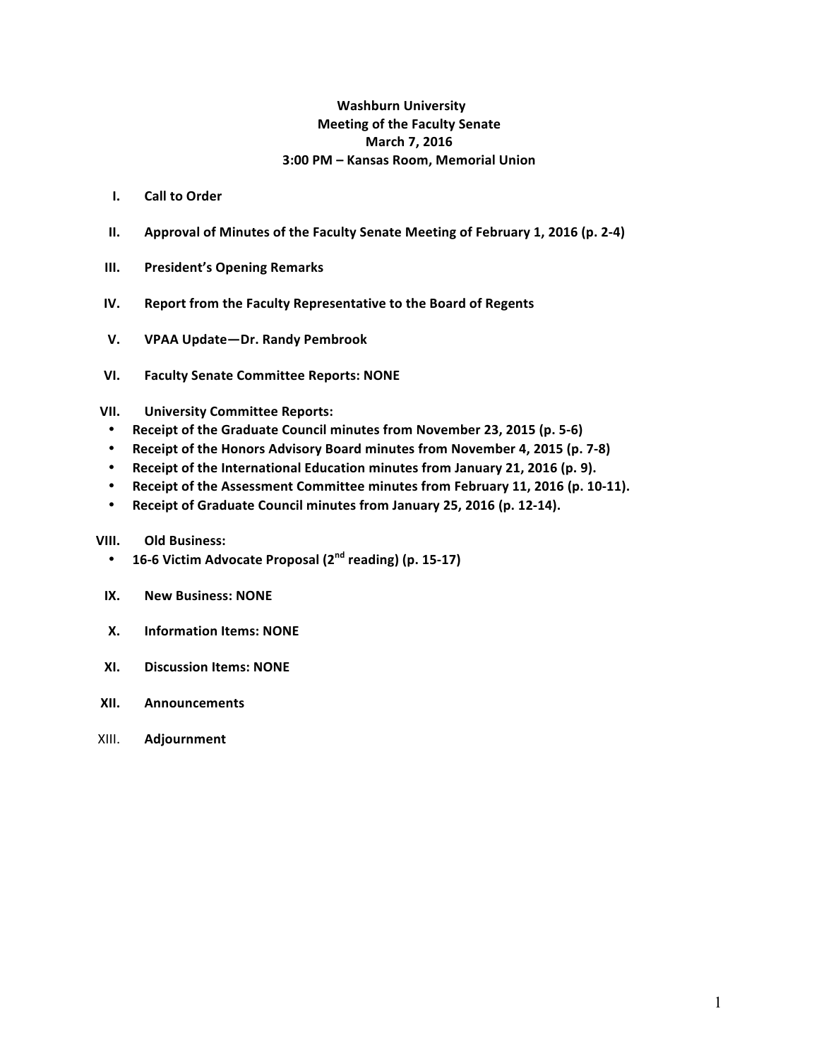**Washburn University**
**Meeting of the Faculty Senate**
**March 7, 2016**
**3:00 PM – Kansas Room, Memorial Union**

I. **Call to Order**

II. **Approval of Minutes of the Faculty Senate Meeting of February 1, 2016 (p. 2-4)**

III. **President's Opening Remarks**

IV. **Report from the Faculty Representative to the Board of Regents**

V. **VPAA Update—Dr. Randy Pembrook**

VI. **Faculty Senate Committee Reports: NONE**

VII. **University Committee Reports:**
- **Receipt of the Graduate Council minutes from November 23, 2015 (p. 5-6)**
- **Receipt of the Honors Advisory Board minutes from November 4, 2015 (p. 7-8)**
- **Receipt of the International Education minutes from January 21, 2016 (p. 9).**
- **Receipt of the Assessment Committee minutes from February 11, 2016 (p. 10-11).**
- **Receipt of Graduate Council minutes from January 25, 2016 (p. 12-14).**

VIII. **Old Business:**
- **16-6 Victim Advocate Proposal (2nd reading) (p. 15-17)**

IX. **New Business: NONE**

X. **Information Items: NONE**

XI. **Discussion Items: NONE**

XII. **Announcements**

XIII. **Adjournment**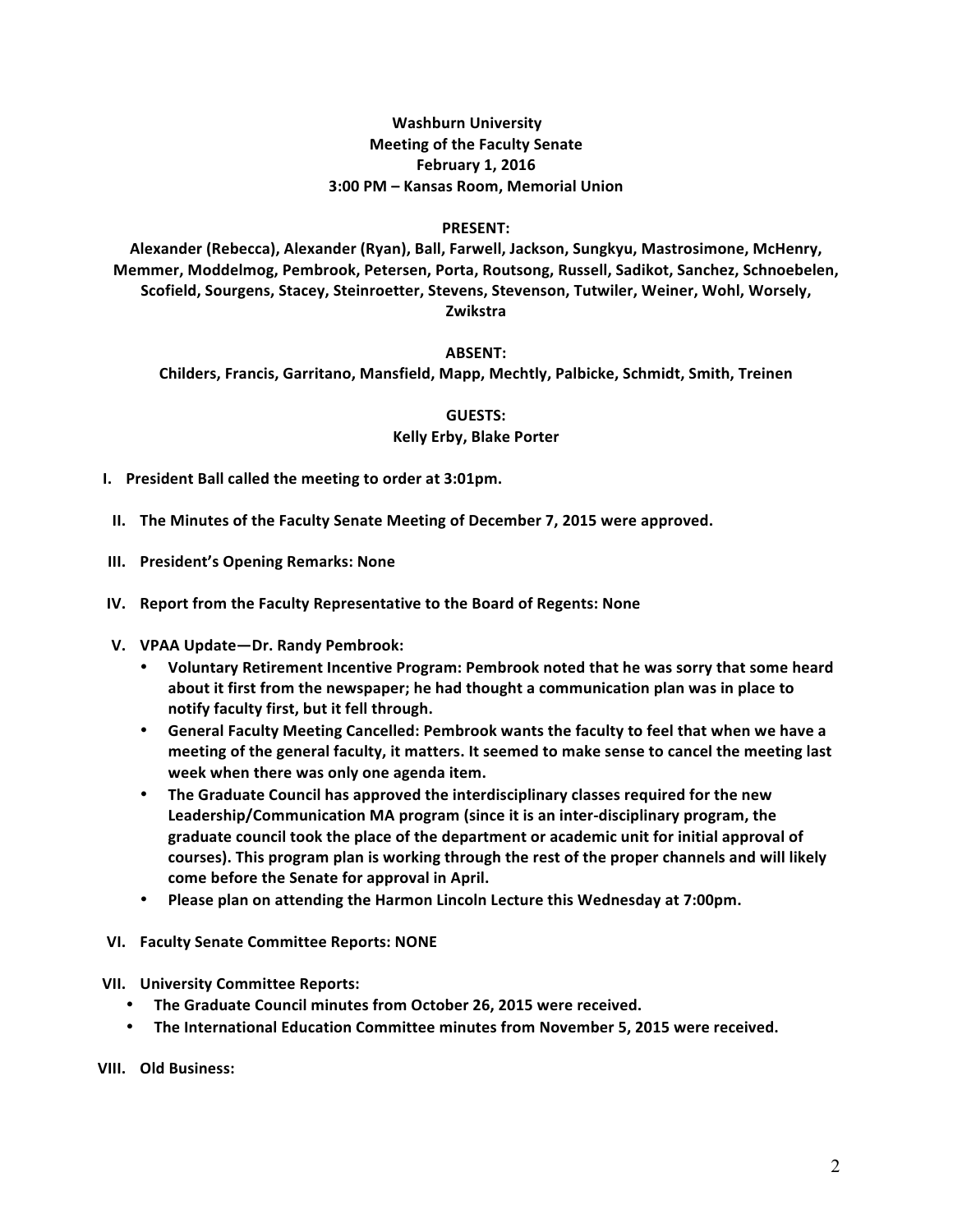**Washburn University**
**Meeting of the Faculty Senate**
**February 1, 2016**
**3:00 PM – Kansas Room, Memorial Union**

**PRESENT:**

**Alexander (Rebecca), Alexander (Ryan), Ball, Farwell, Jackson, Sungkyu, Mastrosimone, McHenry, Memmer, Moddelmog, Pembrook, Petersen, Porta, Routsong, Russell, Sadikot, Sanchez, Schnoebelen, Scofield, Sourgens, Stacey, Steinroetter, Stevens, Stevenson, Tutwiler, Weiner, Wohl, Worsely, Zwikstra**

**ABSENT:**

**Childers, Francis, Garritano, Mansfield, Mapp, Mechtly, Palbicke, Schmidt, Smith, Treinen**

**GUESTS:**

**Kelly Erby, Blake Porter**

**I. President Ball called the meeting to order at 3:01pm.**

**II. The Minutes of the Faculty Senate Meeting of December 7, 2015 were approved.**

**III. President's Opening Remarks: None**

**IV. Report from the Faculty Representative to the Board of Regents: None**

**V. VPAA Update—Dr. Randy Pembrook:**

- **Voluntary Retirement Incentive Program: Pembrook noted that he was sorry that some heard about it first from the newspaper; he had thought a communication plan was in place to notify faculty first, but it fell through.**
- **General Faculty Meeting Cancelled: Pembrook wants the faculty to feel that when we have a meeting of the general faculty, it matters. It seemed to make sense to cancel the meeting last week when there was only one agenda item.**
- **The Graduate Council has approved the interdisciplinary classes required for the new Leadership/Communication MA program (since it is an inter-disciplinary program, the graduate council took the place of the department or academic unit for initial approval of courses). This program plan is working through the rest of the proper channels and will likely come before the Senate for approval in April.**
- **Please plan on attending the Harmon Lincoln Lecture this Wednesday at 7:00pm.**

**VI. Faculty Senate Committee Reports: NONE**

**VII. University Committee Reports:**

- **The Graduate Council minutes from October 26, 2015 were received.**
- **The International Education Committee minutes from November 5, 2015 were received.**

**VIII. Old Business:**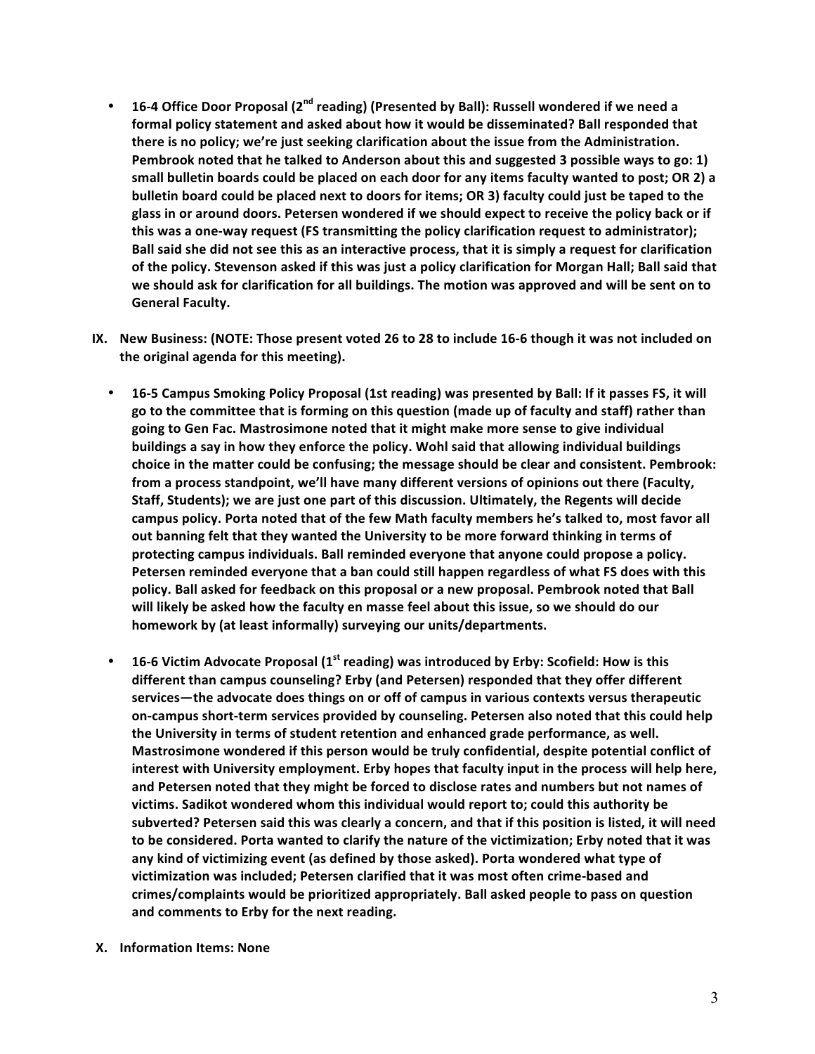- **16-4 Office Door Proposal (2nd reading) (Presented by Ball): Russell wondered if we need a formal policy statement and asked about how it would be disseminated? Ball responded that there is no policy; we're just seeking clarification about the issue from the Administration. Pembrook noted that he talked to Anderson about this and suggested 3 possible ways to go: 1) small bulletin boards could be placed on each door for any items faculty wanted to post; OR 2) a bulletin board could be placed next to doors for items; OR 3) faculty could just be taped to the glass in or around doors. Petersen wondered if we should expect to receive the policy back or if this was a one-way request (FS transmitting the policy clarification request to administrator); Ball said she did not see this as an interactive process, that it is simply a request for clarification of the policy. Stevenson asked if this was just a policy clarification for Morgan Hall; Ball said that we should ask for clarification for all buildings. The motion was approved and will be sent on to General Faculty.**

**IX. New Business: (NOTE: Those present voted 26 to 28 to include 16-6 though it was not included on the original agenda for this meeting).**

- **16-5 Campus Smoking Policy Proposal (1st reading) was presented by Ball: If it passes FS, it will go to the committee that is forming on this question (made up of faculty and staff) rather than going to Gen Fac. Mastrosimone noted that it might make more sense to give individual buildings a say in how they enforce the policy. Wohl said that allowing individual buildings choice in the matter could be confusing; the message should be clear and consistent. Pembrook: from a process standpoint, we'll have many different versions of opinions out there (Faculty, Staff, Students); we are just one part of this discussion. Ultimately, the Regents will decide campus policy. Porta noted that of the few Math faculty members he's talked to, most favor all out banning felt that they wanted the University to be more forward thinking in terms of protecting campus individuals. Ball reminded everyone that anyone could propose a policy. Petersen reminded everyone that a ban could still happen regardless of what FS does with this policy. Ball asked for feedback on this proposal or a new proposal. Pembrook noted that Ball will likely be asked how the faculty en masse feel about this issue, so we should do our homework by (at least informally) surveying our units/departments.**

- **16-6 Victim Advocate Proposal (1st reading) was introduced by Erby: Scofield: How is this different than campus counseling? Erby (and Petersen) responded that they offer different services—the advocate does things on or off of campus in various contexts versus therapeutic on-campus short-term services provided by counseling. Petersen also noted that this could help the University in terms of student retention and enhanced grade performance, as well. Mastrosimone wondered if this person would be truly confidential, despite potential conflict of interest with University employment. Erby hopes that faculty input in the process will help here, and Petersen noted that they might be forced to disclose rates and numbers but not names of victims. Sadikot wondered whom this individual would report to; could this authority be subverted? Petersen said this was clearly a concern, and that if this position is listed, it will need to be considered. Porta wanted to clarify the nature of the victimization; Erby noted that it was any kind of victimizing event (as defined by those asked). Porta wondered what type of victimization was included; Petersen clarified that it was most often crime-based and crimes/complaints would be prioritized appropriately. Ball asked people to pass on question and comments to Erby for the next reading.**

**X. Information Items: None**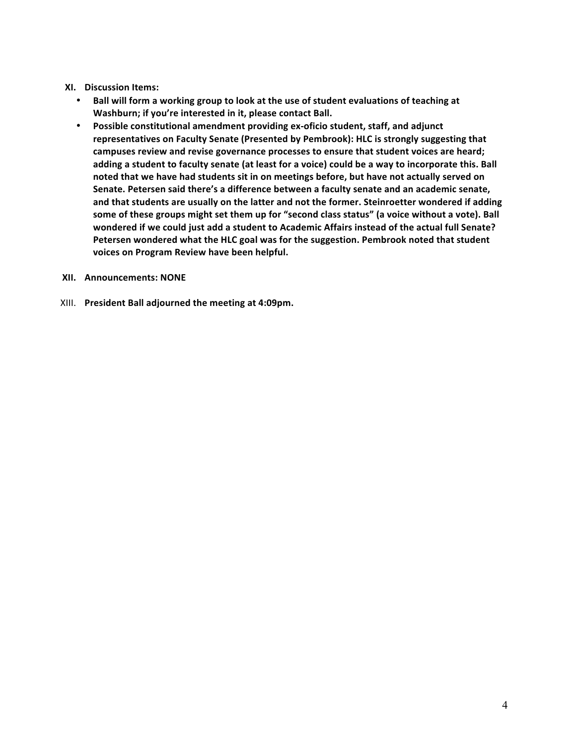**XI. Discussion Items:**

- **Ball will form a working group to look at the use of student evaluations of teaching at Washburn; if you're interested in it, please contact Ball.**
- **Possible constitutional amendment providing ex-oficio student, staff, and adjunct representatives on Faculty Senate (Presented by Pembrook): HLC is strongly suggesting that campuses review and revise governance processes to ensure that student voices are heard; adding a student to faculty senate (at least for a voice) could be a way to incorporate this. Ball noted that we have had students sit in on meetings before, but have not actually served on Senate. Petersen said there's a difference between a faculty senate and an academic senate, and that students are usually on the latter and not the former. Steinroetter wondered if adding some of these groups might set them up for "second class status" (a voice without a vote). Ball wondered if we could just add a student to Academic Affairs instead of the actual full Senate? Petersen wondered what the HLC goal was for the suggestion. Pembrook noted that student voices on Program Review have been helpful.**

**XII. Announcements: NONE**

XIII. **President Ball adjourned the meeting at 4:09pm.**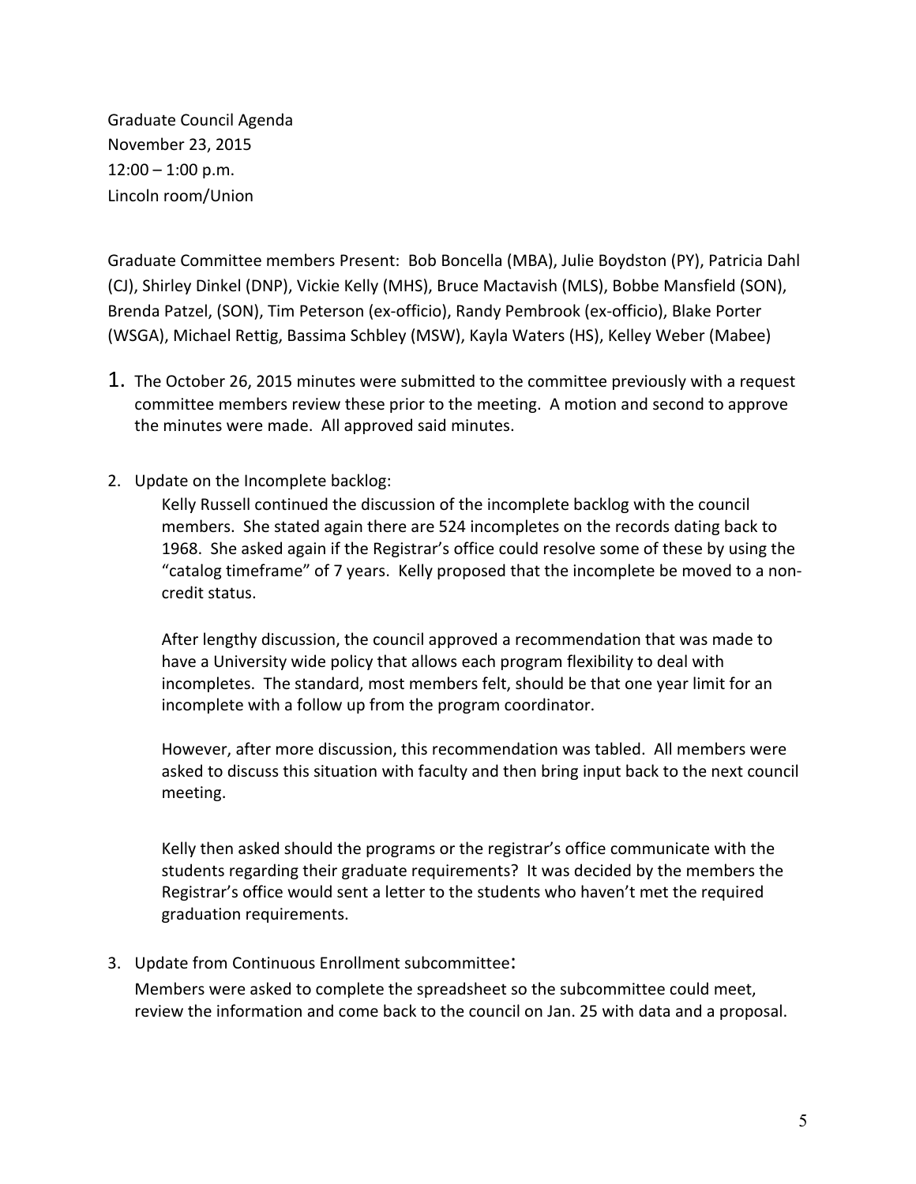Graduate Council Agenda
November 23, 2015
12:00 – 1:00 p.m.
Lincoln room/Union

Graduate Committee members Present: Bob Boncella (MBA), Julie Boydston (PY), Patricia Dahl (CJ), Shirley Dinkel (DNP), Vickie Kelly (MHS), Bruce Mactavish (MLS), Bobbe Mansfield (SON), Brenda Patzel, (SON), Tim Peterson (ex-officio), Randy Pembrook (ex-officio), Blake Porter (WSGA), Michael Rettig, Bassima Schbley (MSW), Kayla Waters (HS), Kelley Weber (Mabee)

1. The October 26, 2015 minutes were submitted to the committee previously with a request committee members review these prior to the meeting. A motion and second to approve the minutes were made. All approved said minutes.

2. Update on the Incomplete backlog:

   Kelly Russell continued the discussion of the incomplete backlog with the council members. She stated again there are 524 incompletes on the records dating back to 1968. She asked again if the Registrar's office could resolve some of these by using the "catalog timeframe" of 7 years. Kelly proposed that the incomplete be moved to a non-credit status.

   After lengthy discussion, the council approved a recommendation that was made to have a University wide policy that allows each program flexibility to deal with incompletes. The standard, most members felt, should be that one year limit for an incomplete with a follow up from the program coordinator.

   However, after more discussion, this recommendation was tabled. All members were asked to discuss this situation with faculty and then bring input back to the next council meeting.

   Kelly then asked should the programs or the registrar's office communicate with the students regarding their graduate requirements? It was decided by the members the Registrar's office would sent a letter to the students who haven't met the required graduation requirements.

3. Update from Continuous Enrollment subcommittee:

   Members were asked to complete the spreadsheet so the subcommittee could meet, review the information and come back to the council on Jan. 25 with data and a proposal.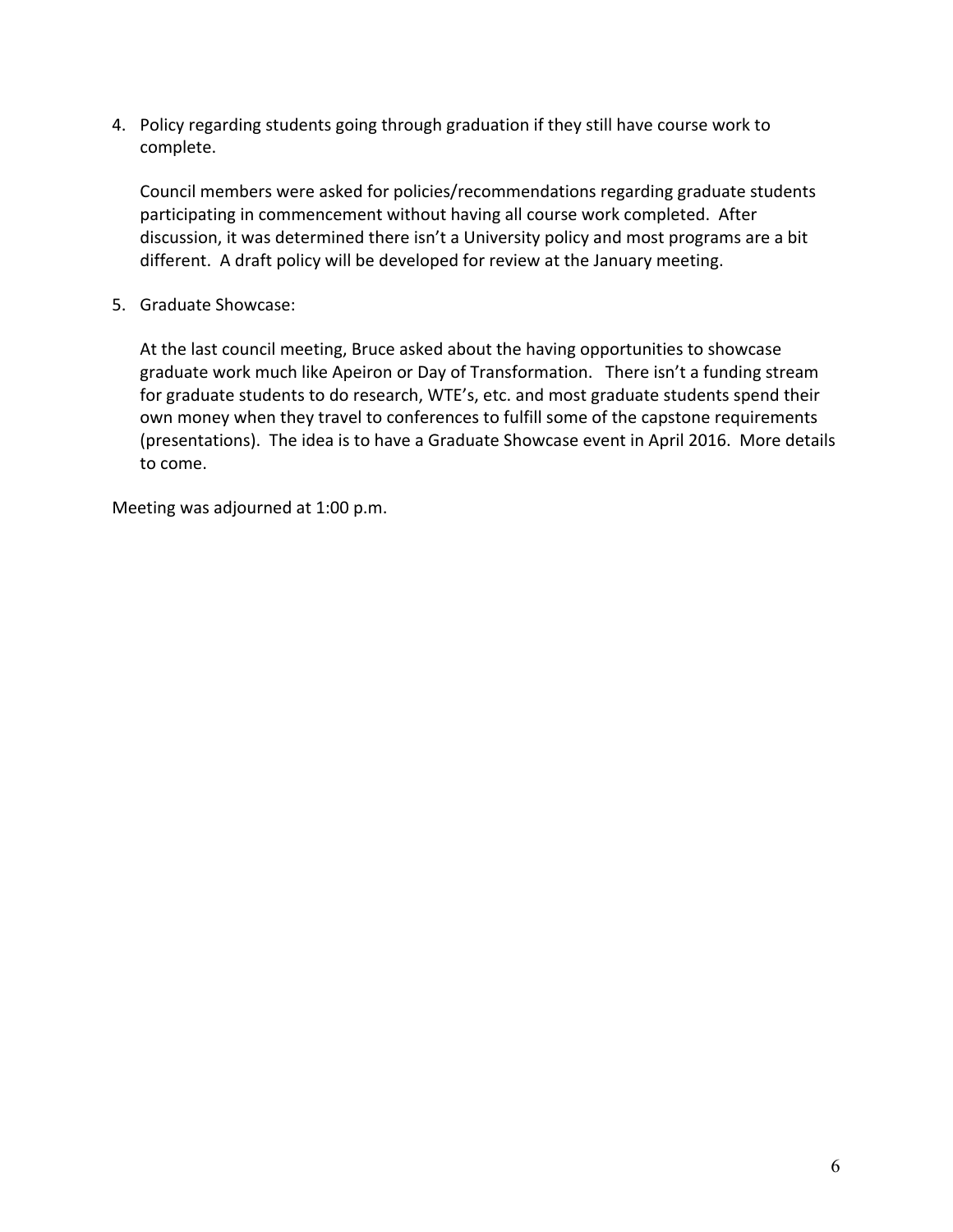4. Policy regarding students going through graduation if they still have course work to complete.

   Council members were asked for policies/recommendations regarding graduate students participating in commencement without having all course work completed. After discussion, it was determined there isn't a University policy and most programs are a bit different. A draft policy will be developed for review at the January meeting.

5. Graduate Showcase:

   At the last council meeting, Bruce asked about the having opportunities to showcase graduate work much like Apeiron or Day of Transformation. There isn't a funding stream for graduate students to do research, WTE's, etc. and most graduate students spend their own money when they travel to conferences to fulfill some of the capstone requirements (presentations). The idea is to have a Graduate Showcase event in April 2016. More details to come.

Meeting was adjourned at 1:00 p.m.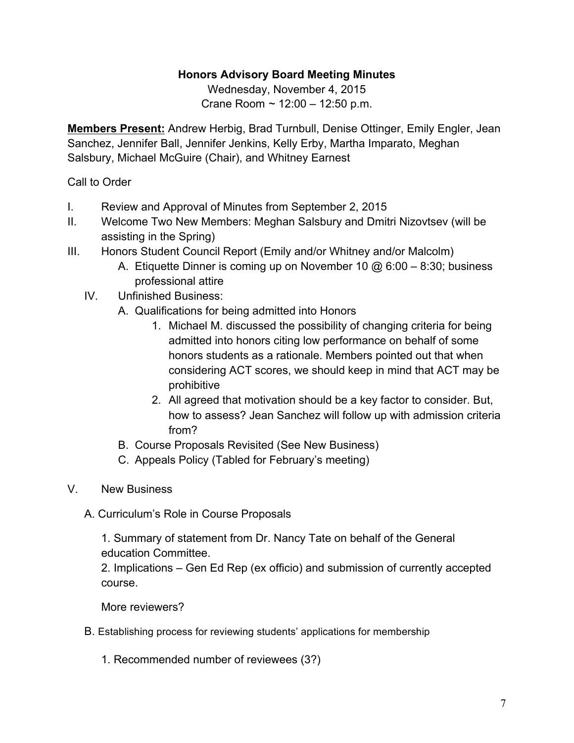**Honors Advisory Board Meeting Minutes**

Wednesday, November 4, 2015

Crane Room ~ 12:00 – 12:50 p.m.

**Members Present:** Andrew Herbig, Brad Turnbull, Denise Ottinger, Emily Engler, Jean Sanchez, Jennifer Ball, Jennifer Jenkins, Kelly Erby, Martha Imparato, Meghan Salsbury, Michael McGuire (Chair), and Whitney Earnest

Call to Order

I. Review and Approval of Minutes from September 2, 2015

II. Welcome Two New Members: Meghan Salsbury and Dmitri Nizovtsev (will be assisting in the Spring)

III. Honors Student Council Report (Emily and/or Whitney and/or Malcolm)

   A. Etiquette Dinner is coming up on November 10 @ 6:00 – 8:30; business professional attire

IV. Unfinished Business:

   A. Qualifications for being admitted into Honors

      1. Michael M. discussed the possibility of changing criteria for being admitted into honors citing low performance on behalf of some honors students as a rationale. Members pointed out that when considering ACT scores, we should keep in mind that ACT may be prohibitive

      2. All agreed that motivation should be a key factor to consider. But, how to assess? Jean Sanchez will follow up with admission criteria from?

   B. Course Proposals Revisited (See New Business)

   C. Appeals Policy (Tabled for February's meeting)

V. New Business

   A. Curriculum's Role in Course Proposals

      1. Summary of statement from Dr. Nancy Tate on behalf of the General education Committee.

      2. Implications – Gen Ed Rep (ex officio) and submission of currently accepted course.

      More reviewers?

   B. Establishing process for reviewing students' applications for membership

      1. Recommended number of reviewees (3?)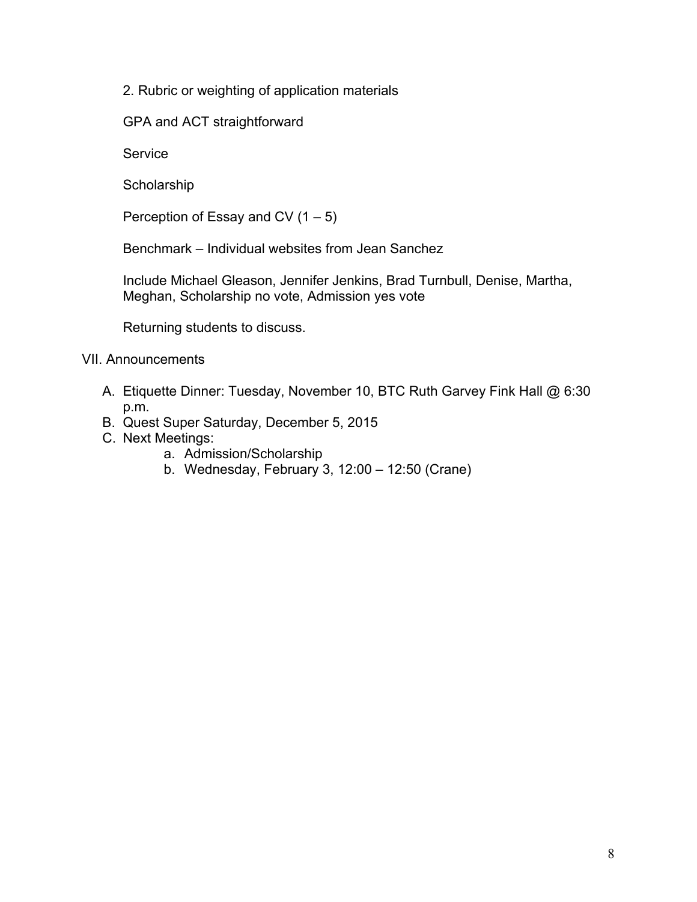2. Rubric or weighting of application materials

GPA and ACT straightforward

Service

Scholarship

Perception of Essay and CV (1 – 5)

Benchmark – Individual websites from Jean Sanchez

Include Michael Gleason, Jennifer Jenkins, Brad Turnbull, Denise, Martha, Meghan, Scholarship no vote, Admission yes vote

Returning students to discuss.

VII. Announcements

A. Etiquette Dinner: Tuesday, November 10, BTC Ruth Garvey Fink Hall @ 6:30 p.m.
B. Quest Super Saturday, December 5, 2015
C. Next Meetings:
    a. Admission/Scholarship
    b. Wednesday, February 3, 12:00 – 12:50 (Crane)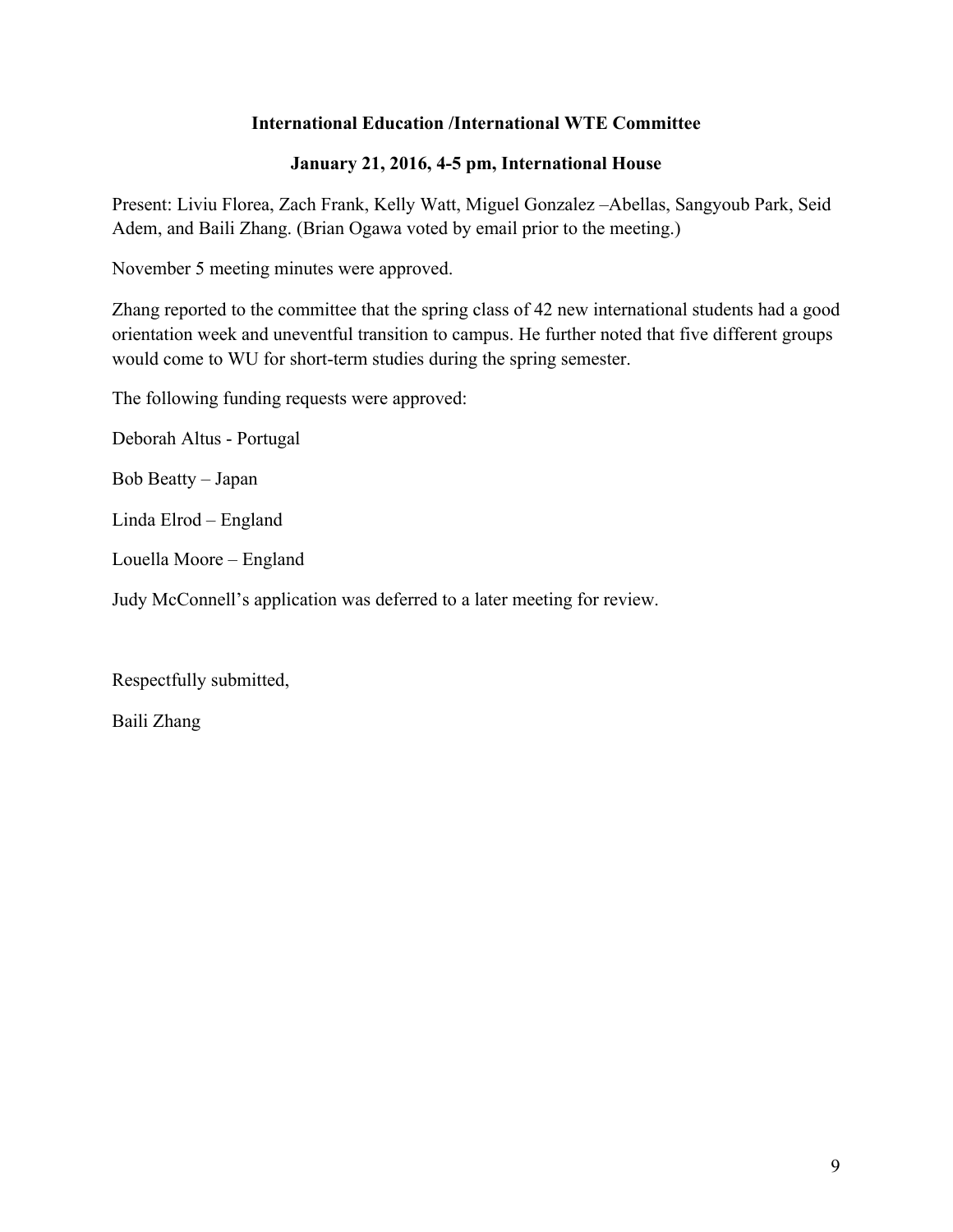**International Education /International WTE Committee**

**January 21, 2016, 4-5 pm, International House**

Present: Liviu Florea, Zach Frank, Kelly Watt, Miguel Gonzalez –Abellas, Sangyoub Park, Seid Adem, and Baili Zhang. (Brian Ogawa voted by email prior to the meeting.)

November 5 meeting minutes were approved.

Zhang reported to the committee that the spring class of 42 new international students had a good orientation week and uneventful transition to campus. He further noted that five different groups would come to WU for short-term studies during the spring semester.

The following funding requests were approved:

Deborah Altus - Portugal

Bob Beatty – Japan

Linda Elrod – England

Louella Moore – England

Judy McConnell's application was deferred to a later meeting for review.

Respectfully submitted,

Baili Zhang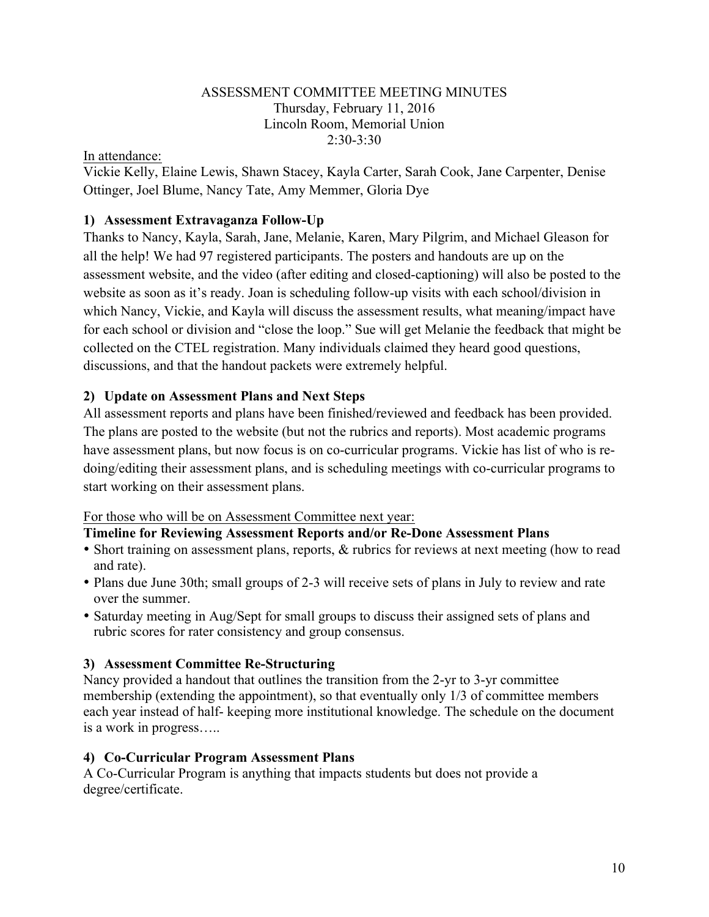ASSESSMENT COMMITTEE MEETING MINUTES
Thursday, February 11, 2016
Lincoln Room, Memorial Union
2:30-3:30

In attendance:
Vickie Kelly, Elaine Lewis, Shawn Stacey, Kayla Carter, Sarah Cook, Jane Carpenter, Denise Ottinger, Joel Blume, Nancy Tate, Amy Memmer, Gloria Dye

**1) Assessment Extravaganza Follow-Up**

Thanks to Nancy, Kayla, Sarah, Jane, Melanie, Karen, Mary Pilgrim, and Michael Gleason for all the help! We had 97 registered participants. The posters and handouts are up on the assessment website, and the video (after editing and closed-captioning) will also be posted to the website as soon as it's ready. Joan is scheduling follow-up visits with each school/division in which Nancy, Vickie, and Kayla will discuss the assessment results, what meaning/impact have for each school or division and "close the loop." Sue will get Melanie the feedback that might be collected on the CTEL registration. Many individuals claimed they heard good questions, discussions, and that the handout packets were extremely helpful.

**2) Update on Assessment Plans and Next Steps**

All assessment reports and plans have been finished/reviewed and feedback has been provided. The plans are posted to the website (but not the rubrics and reports). Most academic programs have assessment plans, but now focus is on co-curricular programs. Vickie has list of who is re-doing/editing their assessment plans, and is scheduling meetings with co-curricular programs to start working on their assessment plans.

For those who will be on Assessment Committee next year:

**Timeline for Reviewing Assessment Reports and/or Re-Done Assessment Plans**

- Short training on assessment plans, reports, & rubrics for reviews at next meeting (how to read and rate).
- Plans due June 30th; small groups of 2-3 will receive sets of plans in July to review and rate over the summer.
- Saturday meeting in Aug/Sept for small groups to discuss their assigned sets of plans and rubric scores for rater consistency and group consensus.

**3) Assessment Committee Re-Structuring**

Nancy provided a handout that outlines the transition from the 2-yr to 3-yr committee membership (extending the appointment), so that eventually only 1/3 of committee members each year instead of half- keeping more institutional knowledge. The schedule on the document is a work in progress…..

**4) Co-Curricular Program Assessment Plans**

A Co-Curricular Program is anything that impacts students but does not provide a degree/certificate.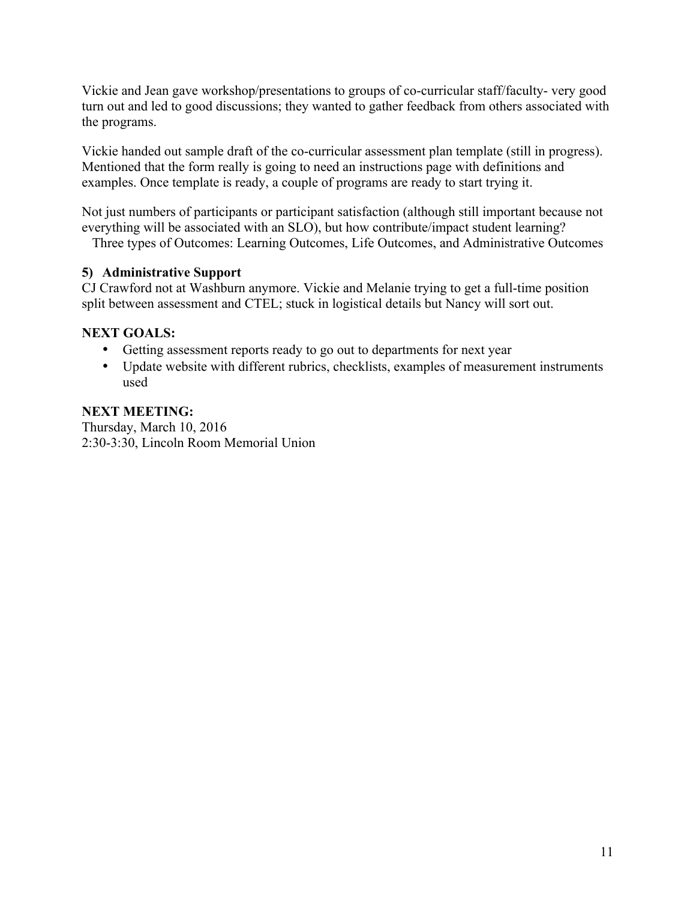Vickie and Jean gave workshop/presentations to groups of co-curricular staff/faculty- very good turn out and led to good discussions; they wanted to gather feedback from others associated with the programs.

Vickie handed out sample draft of the co-curricular assessment plan template (still in progress). Mentioned that the form really is going to need an instructions page with definitions and examples. Once template is ready, a couple of programs are ready to start trying it.

Not just numbers of participants or participant satisfaction (although still important because not everything will be associated with an SLO), but how contribute/impact student learning?
Three types of Outcomes: Learning Outcomes, Life Outcomes, and Administrative Outcomes

**5) Administrative Support**
CJ Crawford not at Washburn anymore. Vickie and Melanie trying to get a full-time position split between assessment and CTEL; stuck in logistical details but Nancy will sort out.

**NEXT GOALS:**

- Getting assessment reports ready to go out to departments for next year
- Update website with different rubrics, checklists, examples of measurement instruments used

**NEXT MEETING:**
Thursday, March 10, 2016
2:30-3:30, Lincoln Room Memorial Union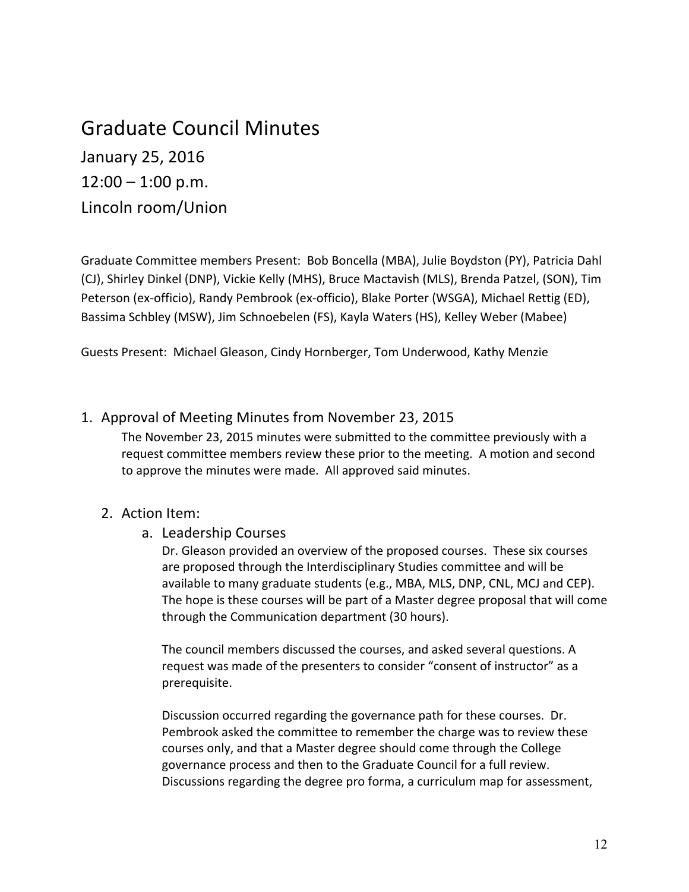# Graduate Council Minutes

January 25, 2016

12:00 – 1:00 p.m.

Lincoln room/Union

Graduate Committee members Present: Bob Boncella (MBA), Julie Boydston (PY), Patricia Dahl (CJ), Shirley Dinkel (DNP), Vickie Kelly (MHS), Bruce Mactavish (MLS), Brenda Patzel, (SON), Tim Peterson (ex-officio), Randy Pembrook (ex-officio), Blake Porter (WSGA), Michael Rettig (ED), Bassima Schbley (MSW), Jim Schnoebelen (FS), Kayla Waters (HS), Kelley Weber (Mabee)

Guests Present: Michael Gleason, Cindy Hornberger, Tom Underwood, Kathy Menzie

1. Approval of Meeting Minutes from November 23, 2015

   The November 23, 2015 minutes were submitted to the committee previously with a request committee members review these prior to the meeting. A motion and second to approve the minutes were made. All approved said minutes.

2. Action Item:

   a. Leadership Courses

      Dr. Gleason provided an overview of the proposed courses. These six courses are proposed through the Interdisciplinary Studies committee and will be available to many graduate students (e.g., MBA, MLS, DNP, CNL, MCJ and CEP). The hope is these courses will be part of a Master degree proposal that will come through the Communication department (30 hours).

      The council members discussed the courses, and asked several questions. A request was made of the presenters to consider "consent of instructor" as a prerequisite.

      Discussion occurred regarding the governance path for these courses. Dr. Pembrook asked the committee to remember the charge was to review these courses only, and that a Master degree should come through the College governance process and then to the Graduate Council for a full review. Discussions regarding the degree pro forma, a curriculum map for assessment,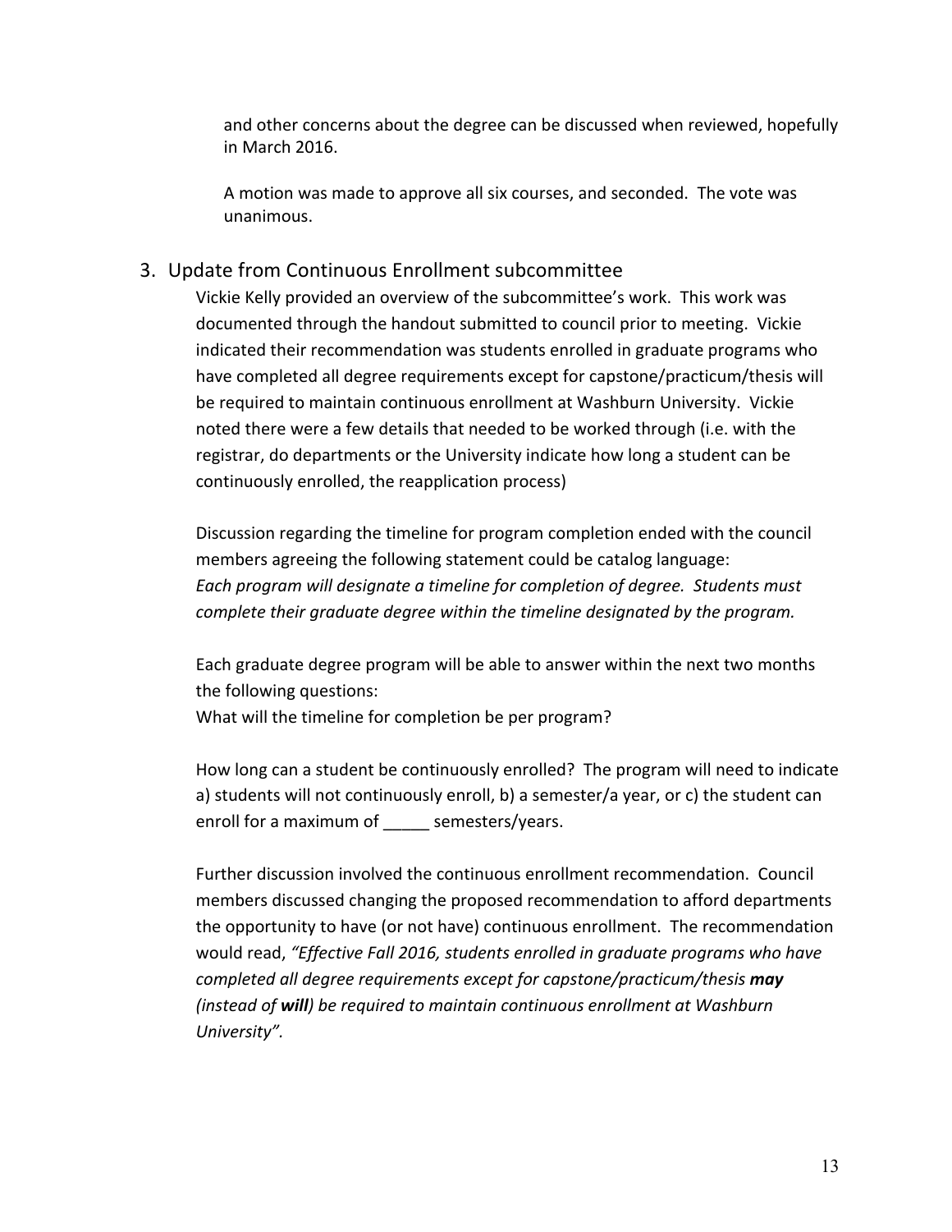and other concerns about the degree can be discussed when reviewed, hopefully in March 2016.

A motion was made to approve all six courses, and seconded. The vote was unanimous.

## 3. Update from Continuous Enrollment subcommittee

Vickie Kelly provided an overview of the subcommittee's work. This work was documented through the handout submitted to council prior to meeting. Vickie indicated their recommendation was students enrolled in graduate programs who have completed all degree requirements except for capstone/practicum/thesis will be required to maintain continuous enrollment at Washburn University. Vickie noted there were a few details that needed to be worked through (i.e. with the registrar, do departments or the University indicate how long a student can be continuously enrolled, the reapplication process)

Discussion regarding the timeline for program completion ended with the council members agreeing the following statement could be catalog language:
*Each program will designate a timeline for completion of degree. Students must complete their graduate degree within the timeline designated by the program.*

Each graduate degree program will be able to answer within the next two months the following questions:
What will the timeline for completion be per program?

How long can a student be continuously enrolled? The program will need to indicate a) students will not continuously enroll, b) a semester/a year, or c) the student can enroll for a maximum of _____ semesters/years.

Further discussion involved the continuous enrollment recommendation. Council members discussed changing the proposed recommendation to afford departments the opportunity to have (or not have) continuous enrollment. The recommendation would read, *"Effective Fall 2016, students enrolled in graduate programs who have completed all degree requirements except for capstone/practicum/thesis **may** (instead of **will**) be required to maintain continuous enrollment at Washburn University"*.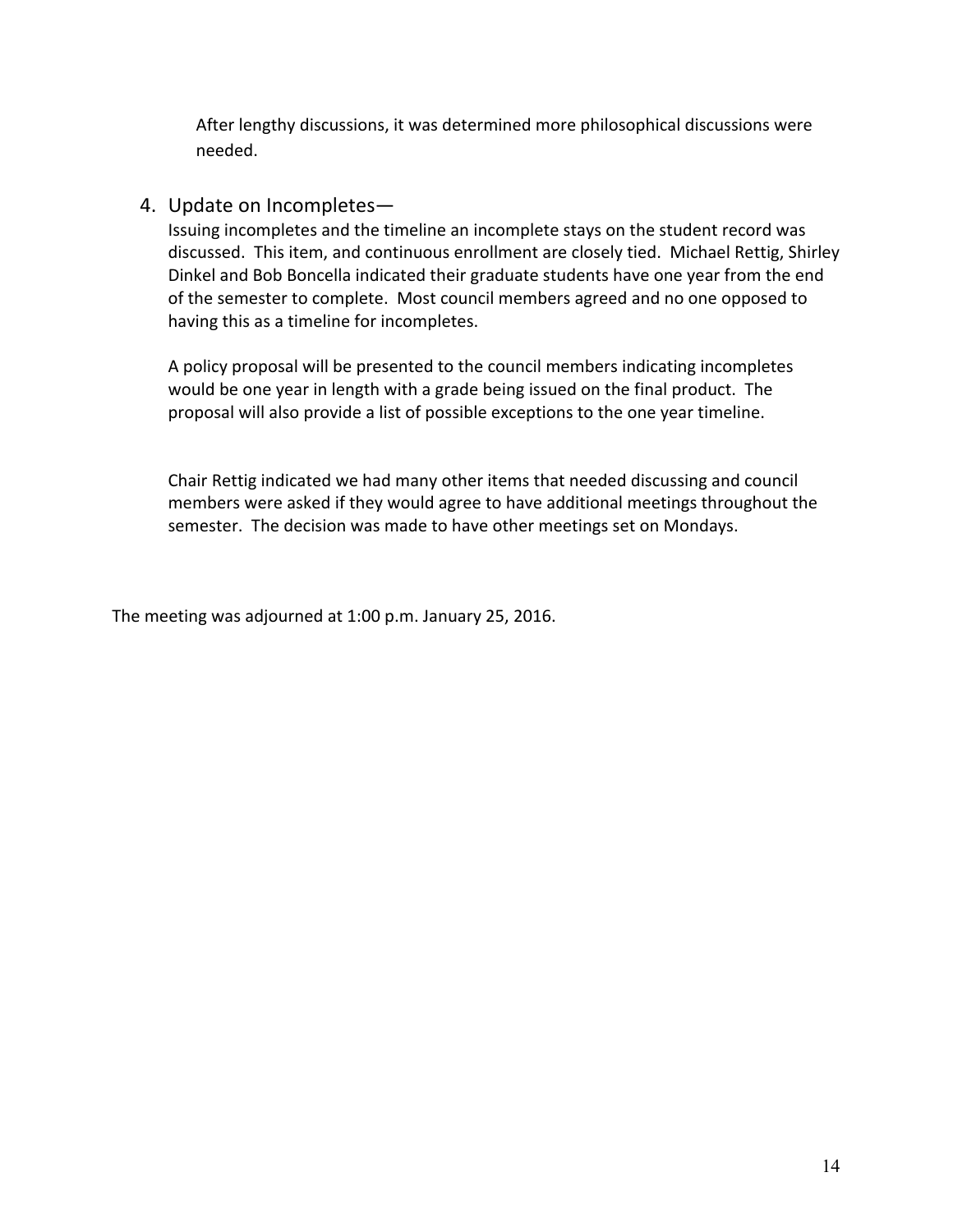After lengthy discussions, it was determined more philosophical discussions were needed.

4. Update on Incompletes—

   Issuing incompletes and the timeline an incomplete stays on the student record was discussed. This item, and continuous enrollment are closely tied. Michael Rettig, Shirley Dinkel and Bob Boncella indicated their graduate students have one year from the end of the semester to complete. Most council members agreed and no one opposed to having this as a timeline for incompletes.

   A policy proposal will be presented to the council members indicating incompletes would be one year in length with a grade being issued on the final product. The proposal will also provide a list of possible exceptions to the one year timeline.

   Chair Rettig indicated we had many other items that needed discussing and council members were asked if they would agree to have additional meetings throughout the semester. The decision was made to have other meetings set on Mondays.

The meeting was adjourned at 1:00 p.m. January 25, 2016.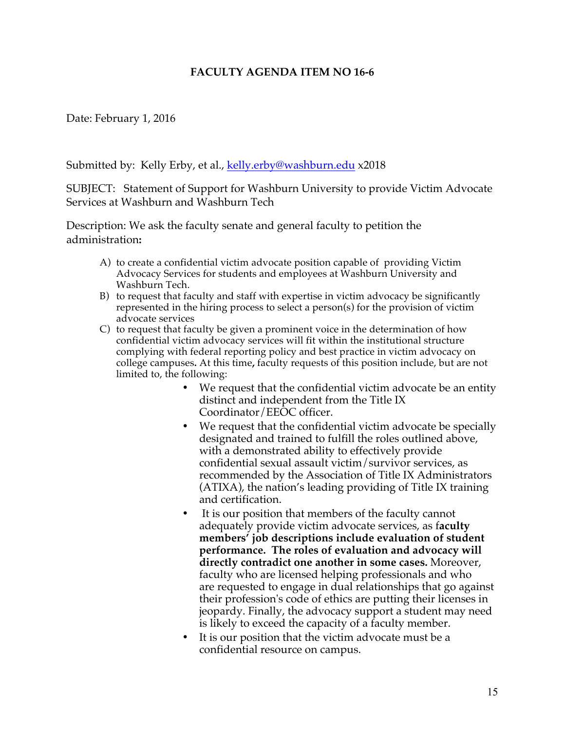**FACULTY AGENDA ITEM NO 16-6**

Date: February 1, 2016

Submitted by: Kelly Erby, et al., [kelly.erby@washburn.edu](mailto:kelly.erby@washburn.edu) x2018

SUBJECT: Statement of Support for Washburn University to provide Victim Advocate Services at Washburn and Washburn Tech

Description: We ask the faculty senate and general faculty to petition the administration**:**

A) to create a confidential victim advocate position capable of providing Victim Advocacy Services for students and employees at Washburn University and Washburn Tech.
B) to request that faculty and staff with expertise in victim advocacy be significantly represented in the hiring process to select a person(s) for the provision of victim advocate services
C) to request that faculty be given a prominent voice in the determination of how confidential victim advocacy services will fit within the institutional structure complying with federal reporting policy and best practice in victim advocacy on college campuses**.** At this time**,** faculty requests of this position include, but are not limited to, the following:
    - We request that the confidential victim advocate be an entity distinct and independent from the Title IX Coordinator/EEOC officer.
    - We request that the confidential victim advocate be specially designated and trained to fulfill the roles outlined above, with a demonstrated ability to effectively provide confidential sexual assault victim/survivor services, as recommended by the Association of Title IX Administrators (ATIXA), the nation's leading providing of Title IX training and certification.
    - It is our position that members of the faculty cannot adequately provide victim advocate services, as f**aculty members' job descriptions include evaluation of student performance. The roles of evaluation and advocacy will directly contradict one another in some cases.** Moreover, faculty who are licensed helping professionals and who are requested to engage in dual relationships that go against their profession's code of ethics are putting their licenses in jeopardy. Finally, the advocacy support a student may need is likely to exceed the capacity of a faculty member.
    - It is our position that the victim advocate must be a confidential resource on campus.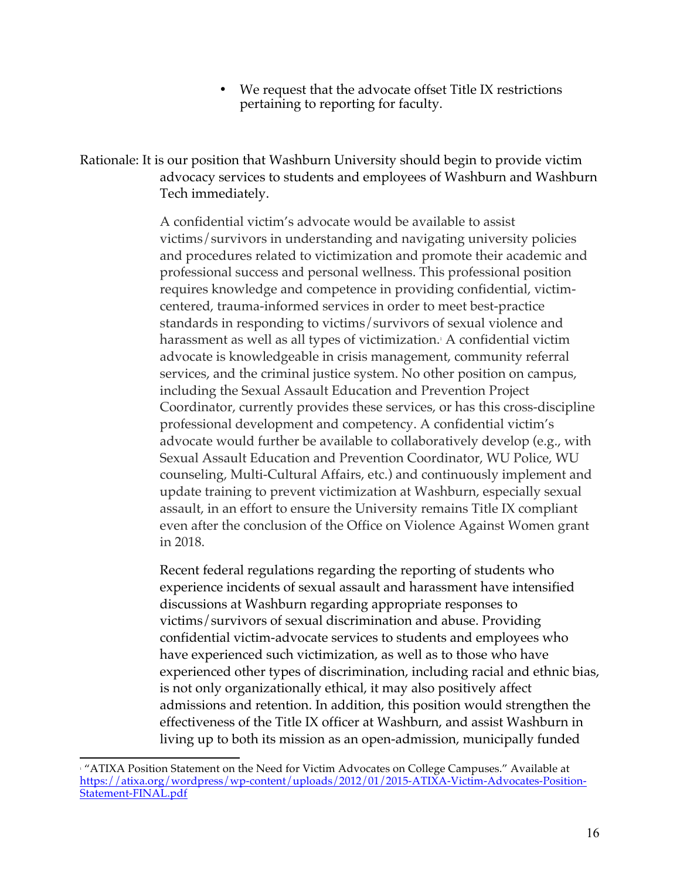- We request that the advocate offset Title IX restrictions pertaining to reporting for faculty.

Rationale: It is our position that Washburn University should begin to provide victim advocacy services to students and employees of Washburn and Washburn Tech immediately.

A confidential victim's advocate would be available to assist victims/survivors in understanding and navigating university policies and procedures related to victimization and promote their academic and professional success and personal wellness. This professional position requires knowledge and competence in providing confidential, victim-centered, trauma-informed services in order to meet best-practice standards in responding to victims/survivors of sexual violence and harassment as well as all types of victimization.[1] A confidential victim advocate is knowledgeable in crisis management, community referral services, and the criminal justice system. No other position on campus, including the Sexual Assault Education and Prevention Project Coordinator, currently provides these services, or has this cross-discipline professional development and competency. A confidential victim's advocate would further be available to collaboratively develop (e.g., with Sexual Assault Education and Prevention Coordinator, WU Police, WU counseling, Multi-Cultural Affairs, etc.) and continuously implement and update training to prevent victimization at Washburn, especially sexual assault, in an effort to ensure the University remains Title IX compliant even after the conclusion of the Office on Violence Against Women grant in 2018.

Recent federal regulations regarding the reporting of students who experience incidents of sexual assault and harassment have intensified discussions at Washburn regarding appropriate responses to victims/survivors of sexual discrimination and abuse. Providing confidential victim-advocate services to students and employees who have experienced such victimization, as well as to those who have experienced other types of discrimination, including racial and ethnic bias, is not only organizationally ethical, it may also positively affect admissions and retention. In addition, this position would strengthen the effectiveness of the Title IX officer at Washburn, and assist Washburn in living up to both its mission as an open-admission, municipally funded

---

[1] "ATIXA Position Statement on the Need for Victim Advocates on College Campuses." Available at https://atixa.org/wordpress/wp-content/uploads/2012/01/2015-ATIXA-Victim-Advocates-Position-Statement-FINAL.pdf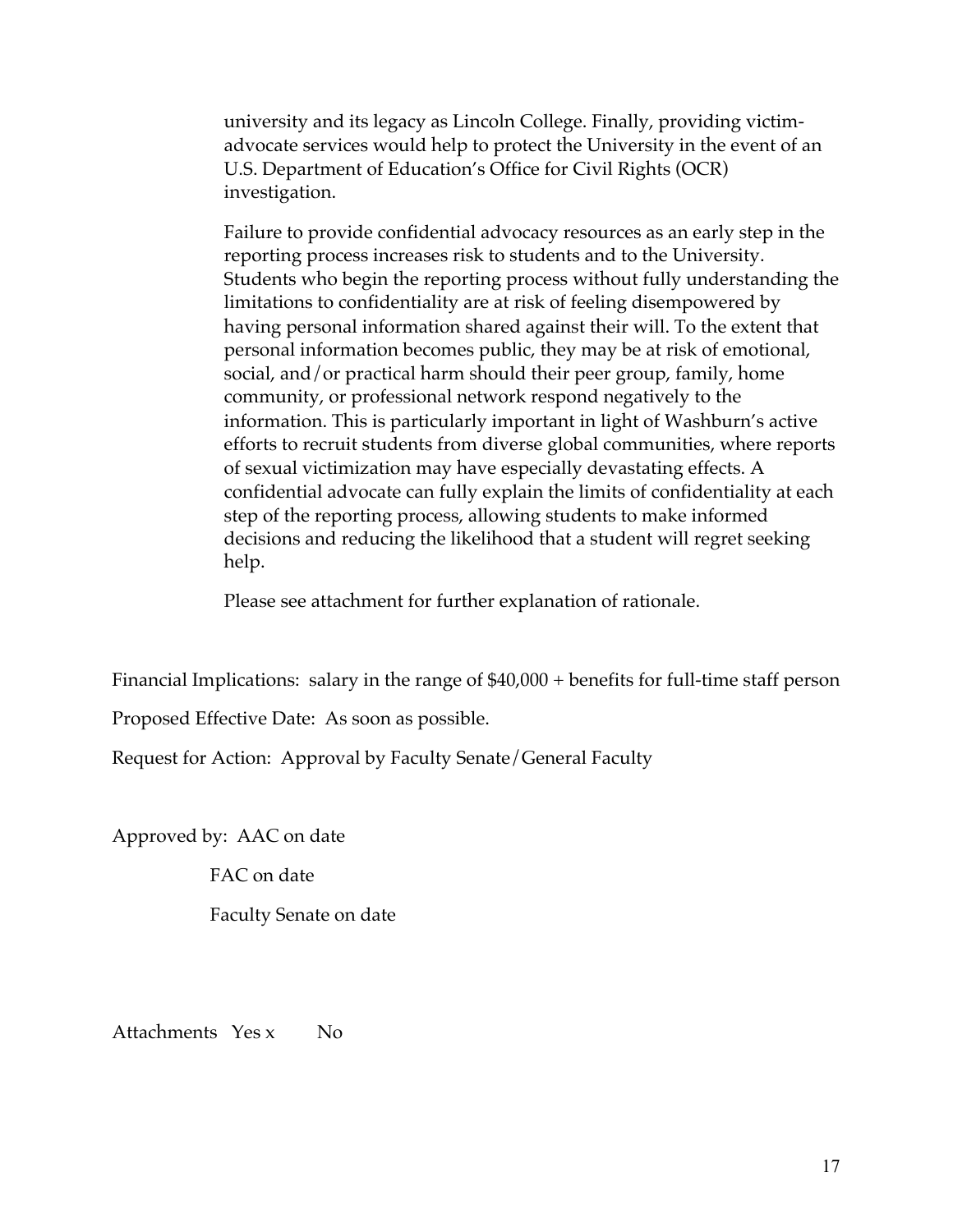university and its legacy as Lincoln College. Finally, providing victim-advocate services would help to protect the University in the event of an U.S. Department of Education's Office for Civil Rights (OCR) investigation.

Failure to provide confidential advocacy resources as an early step in the reporting process increases risk to students and to the University. Students who begin the reporting process without fully understanding the limitations to confidentiality are at risk of feeling disempowered by having personal information shared against their will. To the extent that personal information becomes public, they may be at risk of emotional, social, and/or practical harm should their peer group, family, home community, or professional network respond negatively to the information. This is particularly important in light of Washburn's active efforts to recruit students from diverse global communities, where reports of sexual victimization may have especially devastating effects. A confidential advocate can fully explain the limits of confidentiality at each step of the reporting process, allowing students to make informed decisions and reducing the likelihood that a student will regret seeking help.

Please see attachment for further explanation of rationale.

Financial Implications: salary in the range of $40,000 + benefits for full-time staff person

Proposed Effective Date: As soon as possible.

Request for Action: Approval by Faculty Senate/General Faculty

Approved by: AAC on date

FAC on date

Faculty Senate on date

Attachments Yes x No